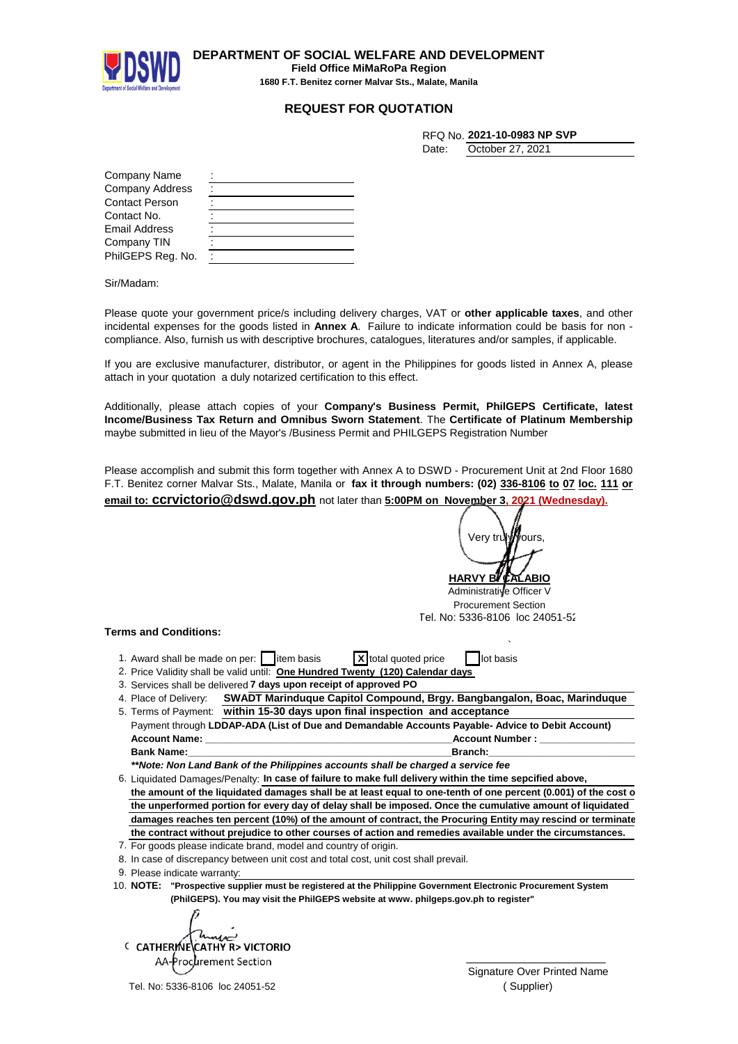**DEPARTMENT OF SOCIAL WELFARE AND DEVELOPMENT**
**Field Office MiMaRoPa Region**
**1680 F.T. Benitez corner Malvar Sts., Malate, Manila**

## REQUEST FOR QUOTATION

RFQ No. **2021-10-0983 NP SVP**
Date: October 27, 2021

| | |
|---|---|
| Company Name | : |
| Company Address | : |
| Contact Person | : |
| Contact No. | : |
| Email Address | : |
| Company TIN | : |
| PhilGEPS Reg. No. | : |

Sir/Madam:

Please quote your government price/s including delivery charges, VAT or **other applicable taxes**, and other incidental expenses for the goods listed in **Annex A**. Failure to indicate information could be basis for non - compliance. Also, furnish us with descriptive brochures, catalogues, literatures and/or samples, if applicable.

If you are exclusive manufacturer, distributor, or agent in the Philippines for goods listed in Annex A, please attach in your quotation a duly notarized certification to this effect.

Additionally, please attach copies of your **Company's Business Permit, PhilGEPS Certificate, latest Income/Business Tax Return and Omnibus Sworn Statement**. The **Certificate of Platinum Membership** maybe submitted in lieu of the Mayor's /Business Permit and PHILGEPS Registration Number

Please accomplish and submit this form together with Annex A to DSWD - Procurement Unit at 2nd Floor 1680 F.T. Benitez corner Malvar Sts., Malate, Manila or **fax it through numbers: (02) 336-8106 to 07 loc. 111 or email to: ccrvictorio@dswd.gov.ph** not later than **5:00PM on November 3, 2021 (Wednesday).**

Very truly yours,

**HARVY B. CALABIO**
Administrative Officer V
Procurement Section
Tel. No: 5336-8106 loc 24051-52

**Terms and Conditions:**

1. Award shall be made on per: [ ] item basis [X] total quoted price [ ] lot basis
2. Price Validity shall be valid until: **One Hundred Twenty (120) Calendar days**
3. Services shall be delivered **7 days upon receipt of approved PO**
4. Place of Delivery: **SWADT Marinduque Capitol Compound, Brgy. Bangbangalon, Boac, Marinduque**
5. Terms of Payment: **within 15-30 days upon final inspection and acceptance**
   Payment through **LDDAP-ADA (List of Due and Demandable Accounts Payable- Advice to Debit Account)**
   **Account Name:** ______________________ **Account Number :** ______________
   **Bank Name:** ______________________ **Branch:** ______________
   ***\*\*Note: Non Land Bank of the Philippines accounts shall be charged a service fee***
6. Liquidated Damages/Penalty: **In case of failure to make full delivery within the time sepcified above, the amount of the liquidated damages shall be at least equal to one-tenth of one percent (0.001) of the cost o the unperformed portion for every day of delay shall be imposed. Once the cumulative amount of liquidated damages reaches ten percent (10%) of the amount of contract, the Procuring Entity may rescind or terminate the contract without prejudice to other courses of action and remedies available under the circumstances.**
7. For goods please indicate brand, model and country of origin.
8. In case of discrepancy between unit cost and total cost, unit cost shall prevail.
9. Please indicate warranty: ______________
10. **NOTE: "Prospective supplier must be registered at the Philippine Government Electronic Procurement System (PhilGEPS). You may visit the PhilGEPS website at www. philgeps.gov.ph to register"**

**CATHERINE CATHY R. VICTORIO**
AA-Procurement Section
Tel. No: 5336-8106 loc 24051-52

______________________
Signature Over Printed Name
( Supplier)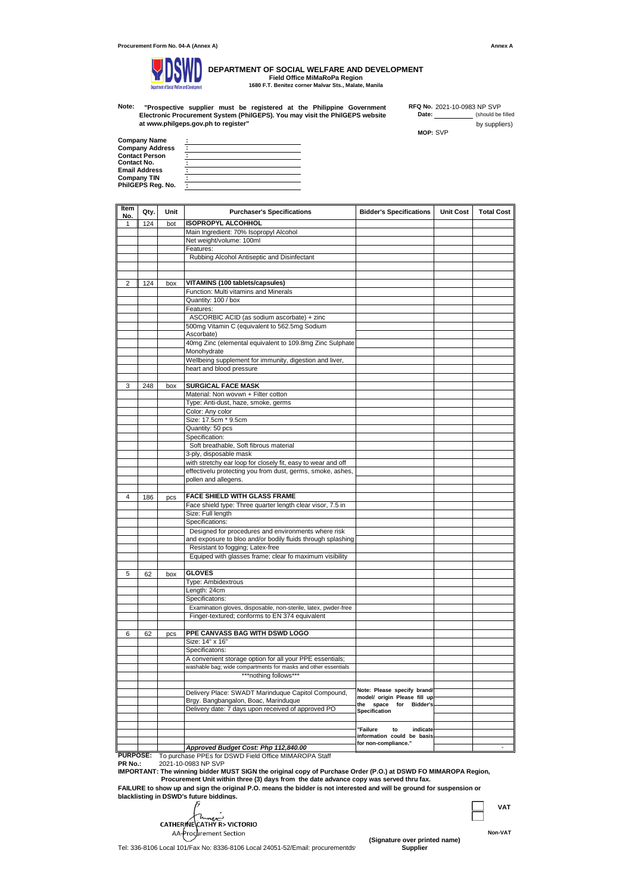Procurement Form No. 04-A (Annex A)

Annex A

# DEPARTMENT OF SOCIAL WELFARE AND DEVELOPMENT

**Field Office MiMaRoPa Region**

**1680 F.T. Benitez corner Malvar Sts., Malate, Manila**

**Note:** **"Prospective supplier must be registered at the Philippine Government Electronic Procurement System (PhilGEPS). You may visit the PhilGEPS website at www.philgeps.gov.ph to register"**

**RFQ No.** 2021-10-0983 NP SVP
**Date:** __________ (should be filled by suppliers)
**MOP:** SVP

**Company Name** :
**Company Address** :
**Contact Person** :
**Contact No.** :
**Email Address** :
**Company TIN** :
**PhilGEPS Reg. No.** :

| Item No. | Qty. | Unit | Purchaser's Specifications | Bidder's Specifications | Unit Cost | Total Cost |
|---|---|---|---|---|---|---|
| 1 | 124 | bot | **ISOPROPYL ALCOHHOL** | | | |
| | | | Main Ingredient: 70% Isopropyl Alcohol | | | |
| | | | Net weight/volume: 100ml | | | |
| | | | Features: | | | |
| | | | Rubbing Alcohol Antiseptic and Disinfectant | | | |
| 2 | 124 | box | **VITAMINS (100 tablets/capsules)** | | | |
| | | | Function: Multi vitamins and Minerals | | | |
| | | | Quantity: 100 / box | | | |
| | | | Features: | | | |
| | | | ASCORBIC ACID (as sodium ascorbate) + zinc | | | |
| | | | 500mg Vitamin C (equivalent to 562.5mg Sodium Ascorbate) | | | |
| | | | 40mg Zinc (elemental equivalent to 109.8mg Zinc Sulphate Monohydrate | | | |
| | | | Wellbeing supplement for immunity, digestion and liver, heart and blood pressure | | | |
| 3 | 248 | box | **SURGICAL FACE MASK** | | | |
| | | | Material: Non wovwn + Filter cotton | | | |
| | | | Type: Anti-dust, haze, smoke, germs | | | |
| | | | Color: Any color | | | |
| | | | Size: 17.5cm * 9.5cm | | | |
| | | | Quantity: 50 pcs | | | |
| | | | Specification: | | | |
| | | | Soft breathable, Soft fibrous material | | | |
| | | | 3-ply, disposable mask | | | |
| | | | with stretchy ear loop for closely fit, easy to wear and off | | | |
| | | | effectivelu protecting you from dust, germs, smoke, ashes, pollen and allegens. | | | |
| 4 | 186 | pcs | **FACE SHIELD WITH GLASS FRAME** | | | |
| | | | Face shield type: Three quarter length clear visor, 7.5 in | | | |
| | | | Size: Full length | | | |
| | | | Specifications: | | | |
| | | | Designed for procedures and environments where risk and exposure to bloo and/or bodily fluids through splashing | | | |
| | | | Resistant to fogging; Latex-free | | | |
| | | | Equiped with glasses frame; clear fo maximum visibility | | | |
| 5 | 62 | box | **GLOVES** | | | |
| | | | Type: Ambidextrous | | | |
| | | | Length: 24cm | | | |
| | | | Specificatons: | | | |
| | | | Examination gloves, disposable, non-sterile, latex, pwder-free | | | |
| | | | Finger-textured; conforms to EN 374 equivalent | | | |
| 6 | 62 | pcs | **PPE CANVASS BAG WITH DSWD LOGO** | | | |
| | | | Size: 14" x 16" | | | |
| | | | Specificatons: | | | |
| | | | A convenient storage option for all your PPE essentials; | | | |
| | | | washable bag; wide compartments for masks and other essentials | | | |
| | | | \*\*\*nothing follows\*\*\* | | | |
| | | | Delivery Place: SWADT Marinduque Capitol Compound, Brgy. Bangbangalon, Boac, Marinduque | Note: Please specify brand/ model/ origin Please fill up the space for Bidder's Specification | | |
| | | | Delivery date: 7 days upon received of approved PO | | | |
| | | | | "Failure to indicate information could be basis for non-compliance." | | |
| | | | ***Approved Budget Cost: Php 112,840.00*** | | | - |

**PURPOSE:** To purchase PPEs for DSWD Field Office MIMAROPA Staff

**PR No.:** 2021-10-0983 NP SVP

**IMPORTANT: The winning bidder MUST SIGN the original copy of Purchase Order (P.O.) at DSWD FO MIMAROPA Region, Procurement Unit within three (3) days from the date advance copy was served thru fax.**

**FAILURE to show up and sign the original P.O. means the bidder is not interested and will be ground for suspension or blacklisting in DSWD's future biddings.**

CATHERINE CATHY R. VICTORIO
AA-Procurement Section

☐ **VAT**

☐ **Non-VAT**

**(Signature over printed name)**
**Supplier**

Tel: 336-8106 Local 101/Fax No: 8336-8106 Local 24051-52/Email: procurementds